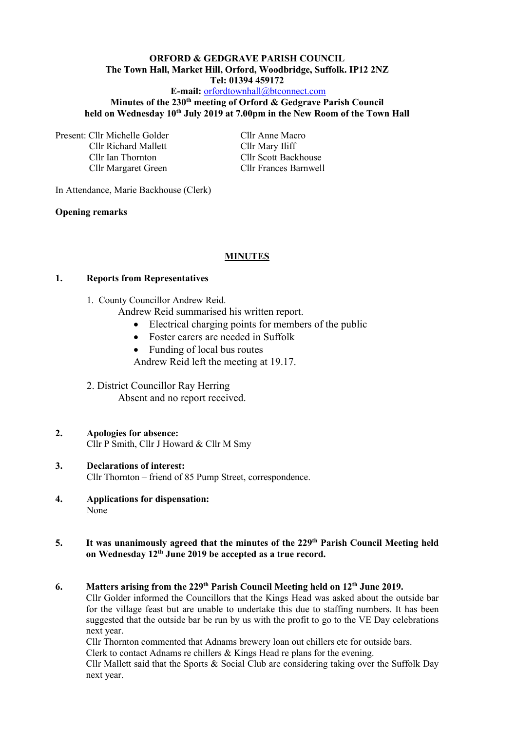**ORFORD & GEDGRAVE PARISH COUNCIL**
**The Town Hall, Market Hill, Orford, Woodbridge, Suffolk. IP12 2NZ**
**Tel: 01394 459172**
**E-mail:** orfordtownhall@btconnect.com
**Minutes of the 230th meeting of Orford & Gedgrave Parish Council held on Wednesday 10th July 2019 at 7.00pm in the New Room of the Town Hall**

Present: Cllr Michelle Golder, Cllr Richard Mallett, Cllr Ian Thornton, Cllr Margaret Green, Cllr Anne Macro, Cllr Mary Iliff, Cllr Scott Backhouse, Cllr Frances Barnwell

In Attendance, Marie Backhouse (Clerk)

**Opening remarks**

## MINUTES

**1. Reports from Representatives**

1. County Councillor Andrew Reid.
   Andrew Reid summarised his written report.
   - Electrical charging points for members of the public
   - Foster carers are needed in Suffolk
   - Funding of local bus routes

   Andrew Reid left the meeting at 19.17.

2. District Councillor Ray Herring
   Absent and no report received.

**2. Apologies for absence:**
Cllr P Smith, Cllr J Howard & Cllr M Smy

**3. Declarations of interest:**
Cllr Thornton – friend of 85 Pump Street, correspondence.

**4. Applications for dispensation:**
None

**5. It was unanimously agreed that the minutes of the 229th Parish Council Meeting held on Wednesday 12th June 2019 be accepted as a true record.**

**6. Matters arising from the 229th Parish Council Meeting held on 12th June 2019.**
Cllr Golder informed the Councillors that the Kings Head was asked about the outside bar for the village feast but are unable to undertake this due to staffing numbers. It has been suggested that the outside bar be run by us with the profit to go to the VE Day celebrations next year.
Cllr Thornton commented that Adnams brewery loan out chillers etc for outside bars.
Clerk to contact Adnams re chillers & Kings Head re plans for the evening.
Cllr Mallett said that the Sports & Social Club are considering taking over the Suffolk Day next year.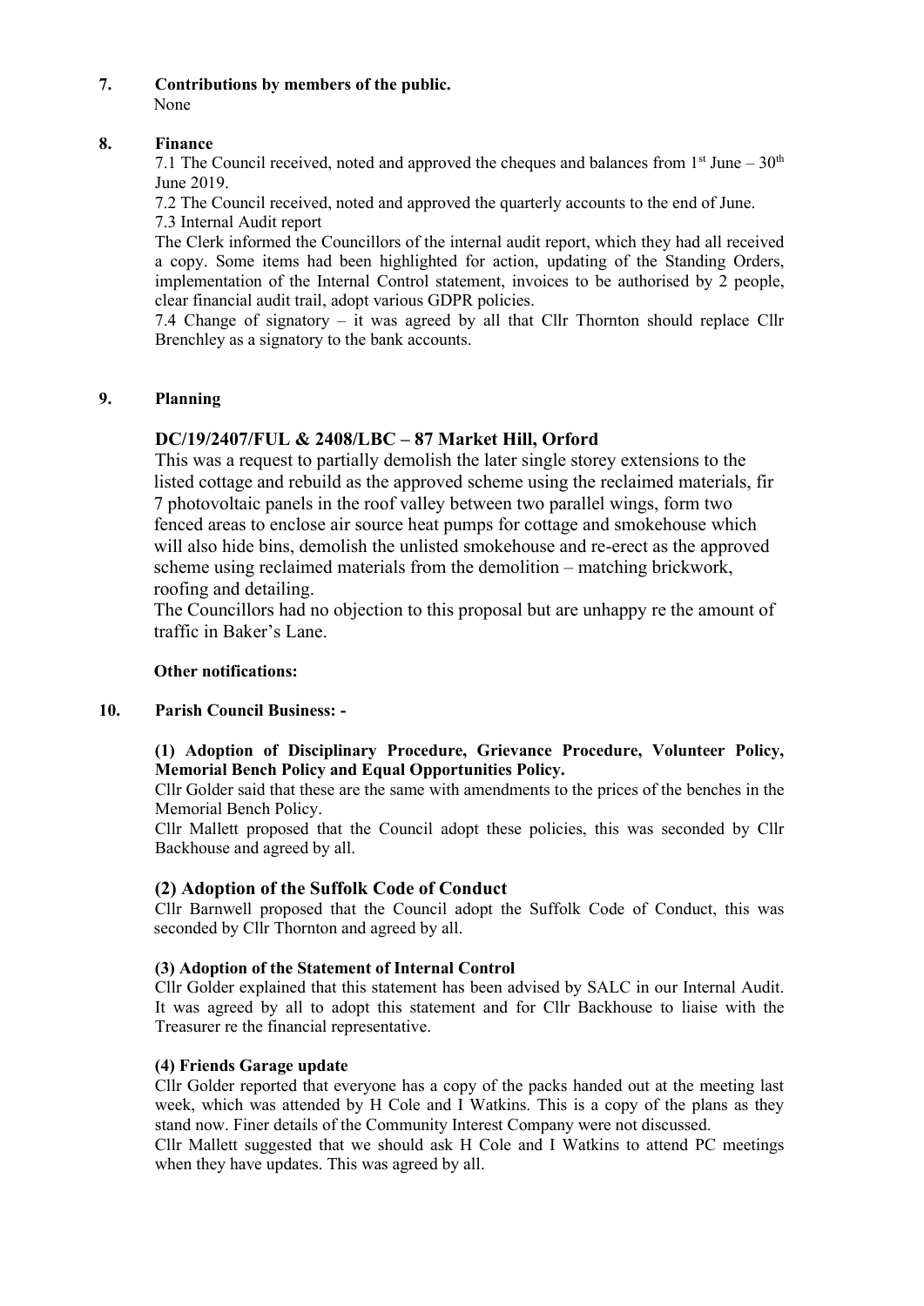## 7. Contributions by members of the public.

None

## 8. Finance

7.1 The Council received, noted and approved the cheques and balances from 1st June – 30th June 2019.

7.2 The Council received, noted and approved the quarterly accounts to the end of June.

7.3 Internal Audit report

The Clerk informed the Councillors of the internal audit report, which they had all received a copy. Some items had been highlighted for action, updating of the Standing Orders, implementation of the Internal Control statement, invoices to be authorised by 2 people, clear financial audit trail, adopt various GDPR policies.

7.4 Change of signatory – it was agreed by all that Cllr Thornton should replace Cllr Brenchley as a signatory to the bank accounts.

## 9. Planning

### DC/19/2407/FUL & 2408/LBC – 87 Market Hill, Orford

This was a request to partially demolish the later single storey extensions to the listed cottage and rebuild as the approved scheme using the reclaimed materials, fir 7 photovoltaic panels in the roof valley between two parallel wings, form two fenced areas to enclose air source heat pumps for cottage and smokehouse which will also hide bins, demolish the unlisted smokehouse and re-erect as the approved scheme using reclaimed materials from the demolition – matching brickwork, roofing and detailing.

The Councillors had no objection to this proposal but are unhappy re the amount of traffic in Baker's Lane.

**Other notifications:**

## 10. Parish Council Business: -

**(1) Adoption of Disciplinary Procedure, Grievance Procedure, Volunteer Policy, Memorial Bench Policy and Equal Opportunities Policy.**

Cllr Golder said that these are the same with amendments to the prices of the benches in the Memorial Bench Policy.

Cllr Mallett proposed that the Council adopt these policies, this was seconded by Cllr Backhouse and agreed by all.

### (2) Adoption of the Suffolk Code of Conduct

Cllr Barnwell proposed that the Council adopt the Suffolk Code of Conduct, this was seconded by Cllr Thornton and agreed by all.

**(3) Adoption of the Statement of Internal Control**

Cllr Golder explained that this statement has been advised by SALC in our Internal Audit. It was agreed by all to adopt this statement and for Cllr Backhouse to liaise with the Treasurer re the financial representative.

**(4) Friends Garage update**

Cllr Golder reported that everyone has a copy of the packs handed out at the meeting last week, which was attended by H Cole and I Watkins. This is a copy of the plans as they stand now. Finer details of the Community Interest Company were not discussed.

Cllr Mallett suggested that we should ask H Cole and I Watkins to attend PC meetings when they have updates. This was agreed by all.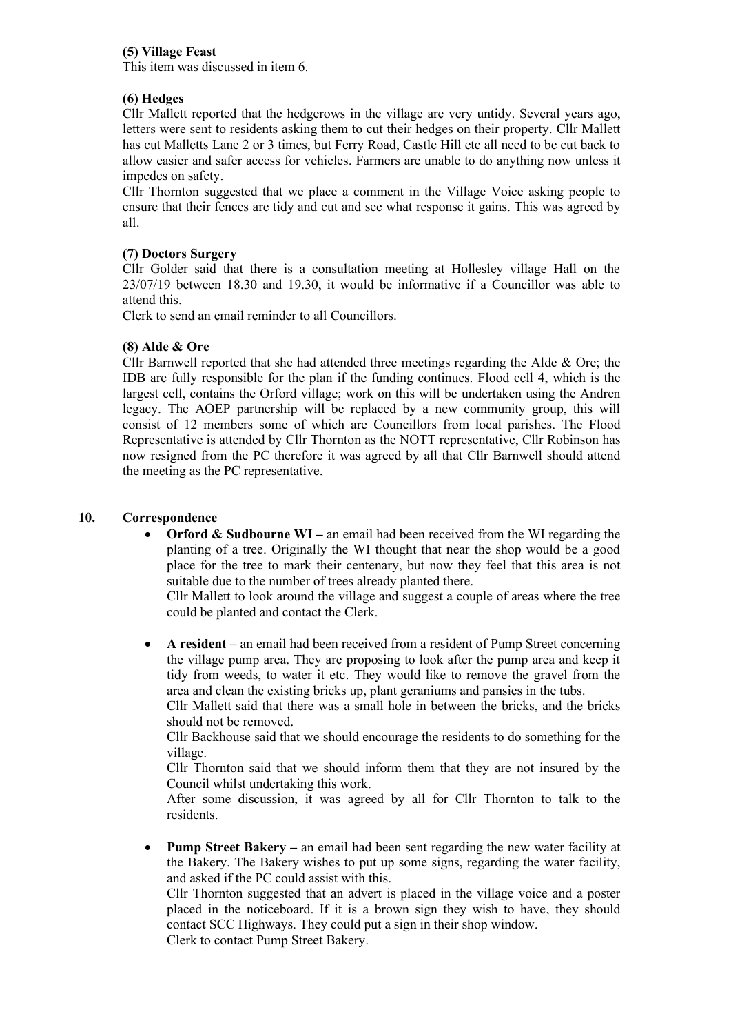**(5) Village Feast**

This item was discussed in item 6.

**(6) Hedges**

Cllr Mallett reported that the hedgerows in the village are very untidy. Several years ago, letters were sent to residents asking them to cut their hedges on their property. Cllr Mallett has cut Malletts Lane 2 or 3 times, but Ferry Road, Castle Hill etc all need to be cut back to allow easier and safer access for vehicles. Farmers are unable to do anything now unless it impedes on safety.

Cllr Thornton suggested that we place a comment in the Village Voice asking people to ensure that their fences are tidy and cut and see what response it gains. This was agreed by all.

**(7) Doctors Surgery**

Cllr Golder said that there is a consultation meeting at Hollesley village Hall on the 23/07/19 between 18.30 and 19.30, it would be informative if a Councillor was able to attend this.

Clerk to send an email reminder to all Councillors.

**(8) Alde & Ore**

Cllr Barnwell reported that she had attended three meetings regarding the Alde & Ore; the IDB are fully responsible for the plan if the funding continues. Flood cell 4, which is the largest cell, contains the Orford village; work on this will be undertaken using the Andren legacy. The AOEP partnership will be replaced by a new community group, this will consist of 12 members some of which are Councillors from local parishes. The Flood Representative is attended by Cllr Thornton as the NOTT representative, Cllr Robinson has now resigned from the PC therefore it was agreed by all that Cllr Barnwell should attend the meeting as the PC representative.

**10. Correspondence**

- **Orford & Sudbourne WI –** an email had been received from the WI regarding the planting of a tree. Originally the WI thought that near the shop would be a good place for the tree to mark their centenary, but now they feel that this area is not suitable due to the number of trees already planted there.

  Cllr Mallett to look around the village and suggest a couple of areas where the tree could be planted and contact the Clerk.

- **A resident –** an email had been received from a resident of Pump Street concerning the village pump area. They are proposing to look after the pump area and keep it tidy from weeds, to water it etc. They would like to remove the gravel from the area and clean the existing bricks up, plant geraniums and pansies in the tubs.

  Cllr Mallett said that there was a small hole in between the bricks, and the bricks should not be removed.

  Cllr Backhouse said that we should encourage the residents to do something for the village.

  Cllr Thornton said that we should inform them that they are not insured by the Council whilst undertaking this work.

  After some discussion, it was agreed by all for Cllr Thornton to talk to the residents.

- **Pump Street Bakery –** an email had been sent regarding the new water facility at the Bakery. The Bakery wishes to put up some signs, regarding the water facility, and asked if the PC could assist with this.

  Cllr Thornton suggested that an advert is placed in the village voice and a poster placed in the noticeboard. If it is a brown sign they wish to have, they should contact SCC Highways. They could put a sign in their shop window.

  Clerk to contact Pump Street Bakery.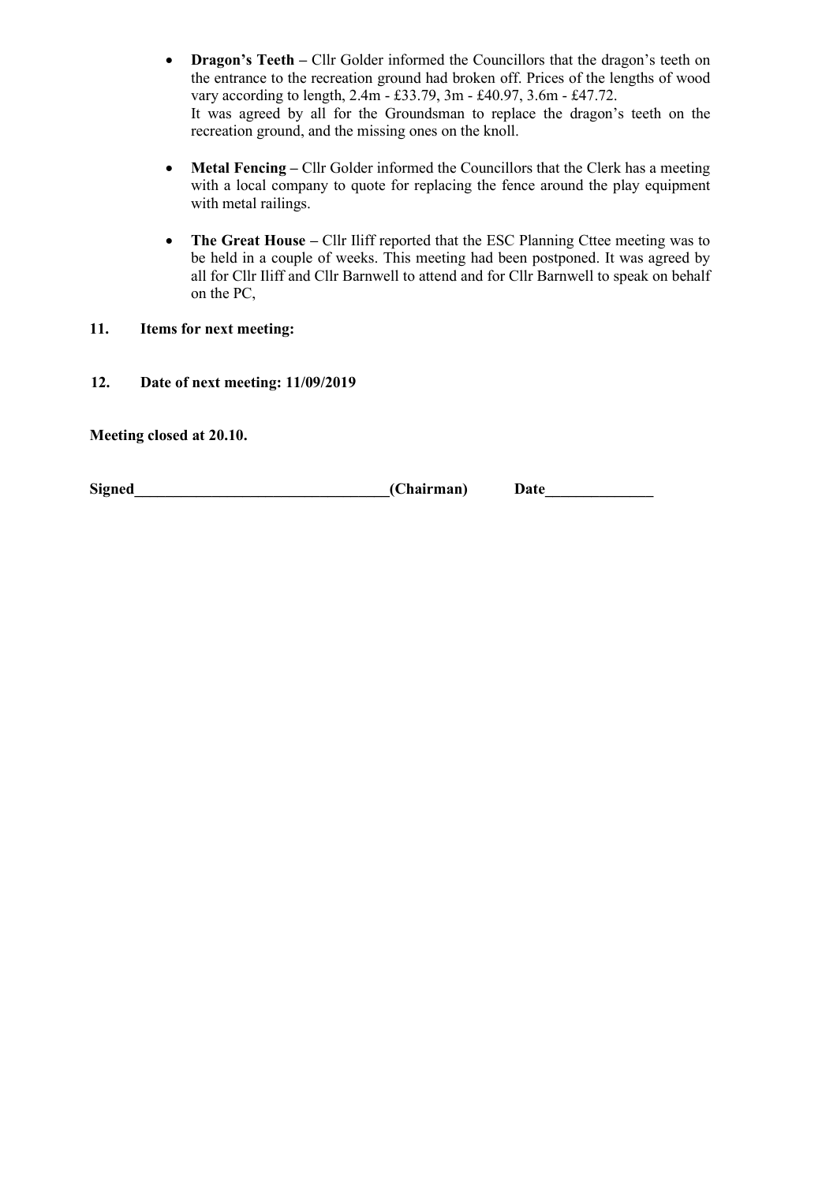- **Dragon's Teeth –** Cllr Golder informed the Councillors that the dragon's teeth on the entrance to the recreation ground had broken off. Prices of the lengths of wood vary according to length, 2.4m - £33.79, 3m - £40.97, 3.6m - £47.72.
  It was agreed by all for the Groundsman to replace the dragon's teeth on the recreation ground, and the missing ones on the knoll.

- **Metal Fencing –** Cllr Golder informed the Councillors that the Clerk has a meeting with a local company to quote for replacing the fence around the play equipment with metal railings.

- **The Great House –** Cllr Iliff reported that the ESC Planning Cttee meeting was to be held in a couple of weeks. This meeting had been postponed. It was agreed by all for Cllr Iliff and Cllr Barnwell to attend and for Cllr Barnwell to speak on behalf on the PC,

**11. Items for next meeting:**

**12. Date of next meeting: 11/09/2019**

**Meeting closed at 20.10.**

**Signed________________________________(Chairman) Date______________**